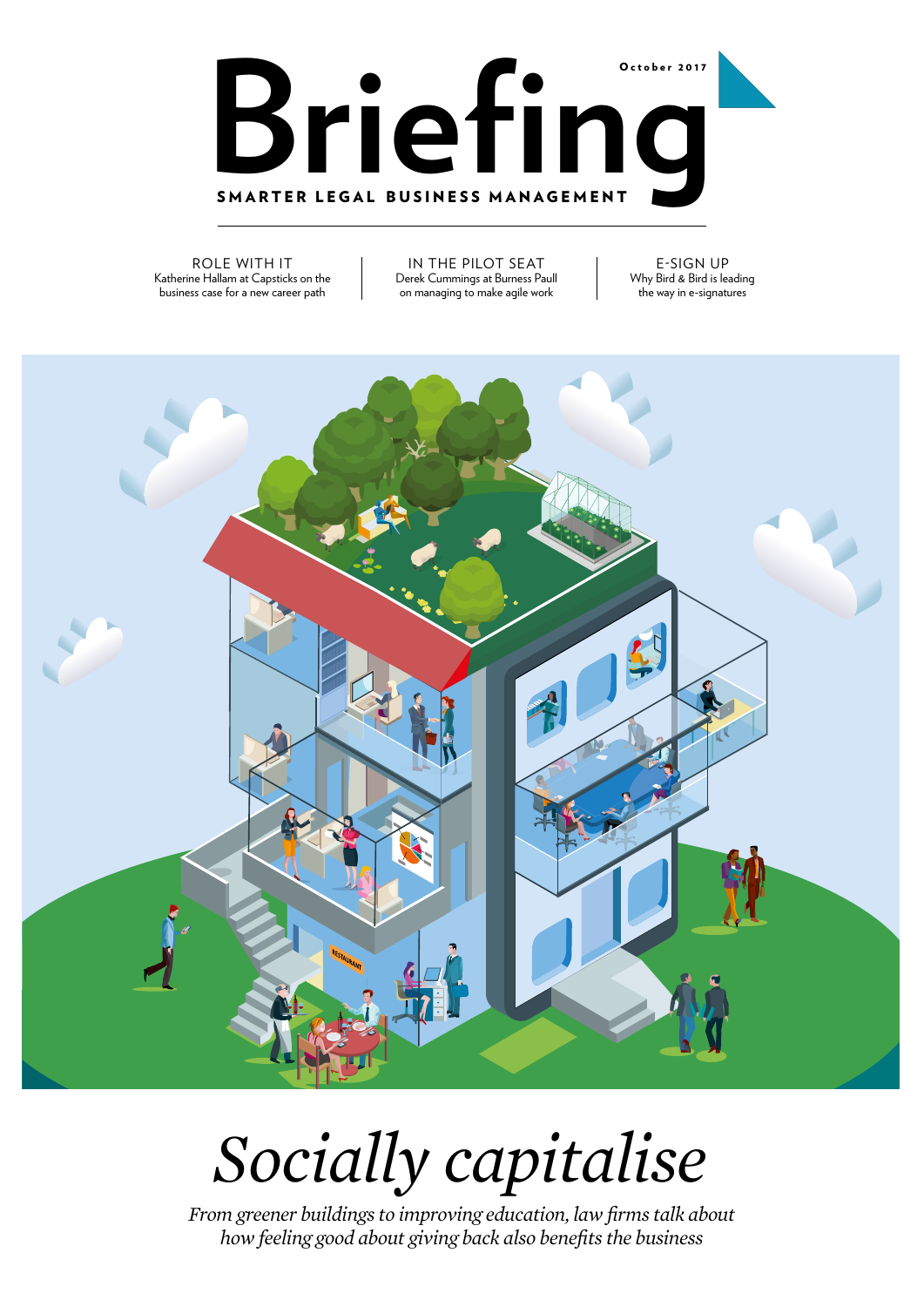October 2017

# Briefing

SMARTER LEGAL BUSINESS MANAGEMENT

**ROLE WITH IT**
Katherine Hallam at Capsticks on the business case for a new career path

**IN THE PILOT SEAT**
Derek Cummings at Burness Paull on managing to make agile work

**E-SIGN UP**
Why Bird & Bird is leading the way in e-signatures

## *Socially capitalise*

*From greener buildings to improving education, law firms talk about how feeling good about giving back also benefits the business*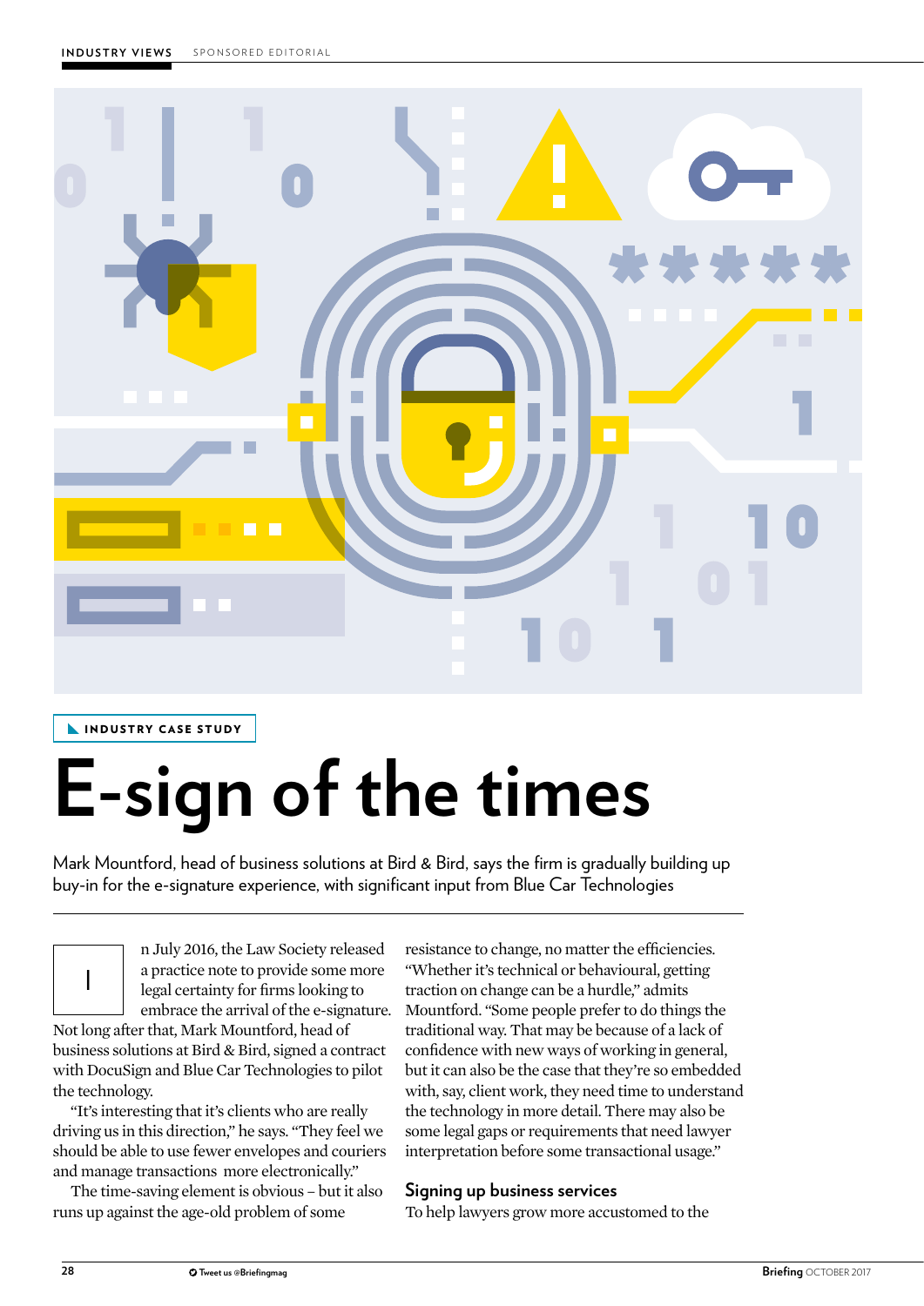INDUSTRY CASE STUDY

# E-sign of the times

Mark Mountford, head of business solutions at Bird & Bird, says the firm is gradually building up buy-in for the e-signature experience, with significant input from Blue Car Technologies

In July 2016, the Law Society released a practice note to provide some more legal certainty for firms looking to embrace the arrival of the e-signature. Not long after that, Mark Mountford, head of business solutions at Bird & Bird, signed a contract with DocuSign and Blue Car Technologies to pilot the technology.

"It's interesting that it's clients who are really driving us in this direction," he says. "They feel we should be able to use fewer envelopes and couriers and manage transactions more electronically."

The time-saving element is obvious – but it also runs up against the age-old problem of some resistance to change, no matter the efficiencies. "Whether it's technical or behavioural, getting traction on change can be a hurdle," admits Mountford. "Some people prefer to do things the traditional way. That may be because of a lack of confidence with new ways of working in general, but it can also be the case that they're so embedded with, say, client work, they need time to understand the technology in more detail. There may also be some legal gaps or requirements that need lawyer interpretation before some transactional usage."

## Signing up business services

To help lawyers grow more accustomed to the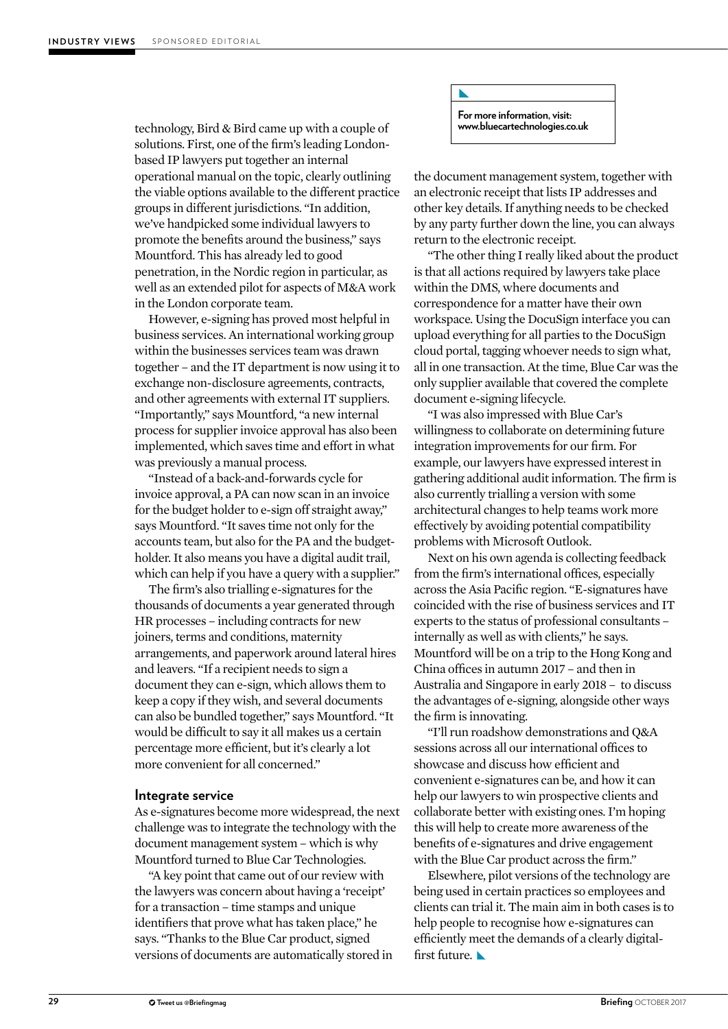technology, Bird & Bird came up with a couple of solutions. First, one of the firm's leading London-based IP lawyers put together an internal operational manual on the topic, clearly outlining the viable options available to the different practice groups in different jurisdictions. "In addition, we've handpicked some individual lawyers to promote the benefits around the business," says Mountford. This has already led to good penetration, in the Nordic region in particular, as well as an extended pilot for aspects of M&A work in the London corporate team.

However, e-signing has proved most helpful in business services. An international working group within the businesses services team was drawn together – and the IT department is now using it to exchange non-disclosure agreements, contracts, and other agreements with external IT suppliers. "Importantly," says Mountford, "a new internal process for supplier invoice approval has also been implemented, which saves time and effort in what was previously a manual process.

"Instead of a back-and-forwards cycle for invoice approval, a PA can now scan in an invoice for the budget holder to e-sign off straight away," says Mountford. "It saves time not only for the accounts team, but also for the PA and the budget-holder. It also means you have a digital audit trail, which can help if you have a query with a supplier."

The firm's also trialling e-signatures for the thousands of documents a year generated through HR processes – including contracts for new joiners, terms and conditions, maternity arrangements, and paperwork around lateral hires and leavers. "If a recipient needs to sign a document they can e-sign, which allows them to keep a copy if they wish, and several documents can also be bundled together," says Mountford. "It would be difficult to say it all makes us a certain percentage more efficient, but it's clearly a lot more convenient for all concerned."

### Integrate service

As e-signatures become more widespread, the next challenge was to integrate the technology with the document management system – which is why Mountford turned to Blue Car Technologies.

"A key point that came out of our review with the lawyers was concern about having a 'receipt' for a transaction – time stamps and unique identifiers that prove what has taken place," he says. "Thanks to the Blue Car product, signed versions of documents are automatically stored in the document management system, together with an electronic receipt that lists IP addresses and other key details. If anything needs to be checked by any party further down the line, you can always return to the electronic receipt.

"The other thing I really liked about the product is that all actions required by lawyers take place within the DMS, where documents and correspondence for a matter have their own workspace. Using the DocuSign interface you can upload everything for all parties to the DocuSign cloud portal, tagging whoever needs to sign what, all in one transaction. At the time, Blue Car was the only supplier available that covered the complete document e-signing lifecycle.

"I was also impressed with Blue Car's willingness to collaborate on determining future integration improvements for our firm. For example, our lawyers have expressed interest in gathering additional audit information. The firm is also currently trialling a version with some architectural changes to help teams work more effectively by avoiding potential compatibility problems with Microsoft Outlook.

Next on his own agenda is collecting feedback from the firm's international offices, especially across the Asia Pacific region. "E-signatures have coincided with the rise of business services and IT experts to the status of professional consultants – internally as well as with clients," he says. Mountford will be on a trip to the Hong Kong and China offices in autumn 2017 – and then in Australia and Singapore in early 2018 – to discuss the advantages of e-signing, alongside other ways the firm is innovating.

"I'll run roadshow demonstrations and Q&A sessions across all our international offices to showcase and discuss how efficient and convenient e-signatures can be, and how it can help our lawyers to win prospective clients and collaborate better with existing ones. I'm hoping this will help to create more awareness of the benefits of e-signatures and drive engagement with the Blue Car product across the firm."

Elsewhere, pilot versions of the technology are being used in certain practices so employees and clients can trial it. The main aim in both cases is to help people to recognise how e-signatures can efficiently meet the demands of a clearly digital-first future.

**For more information, visit: www.bluecartechnologies.co.uk**